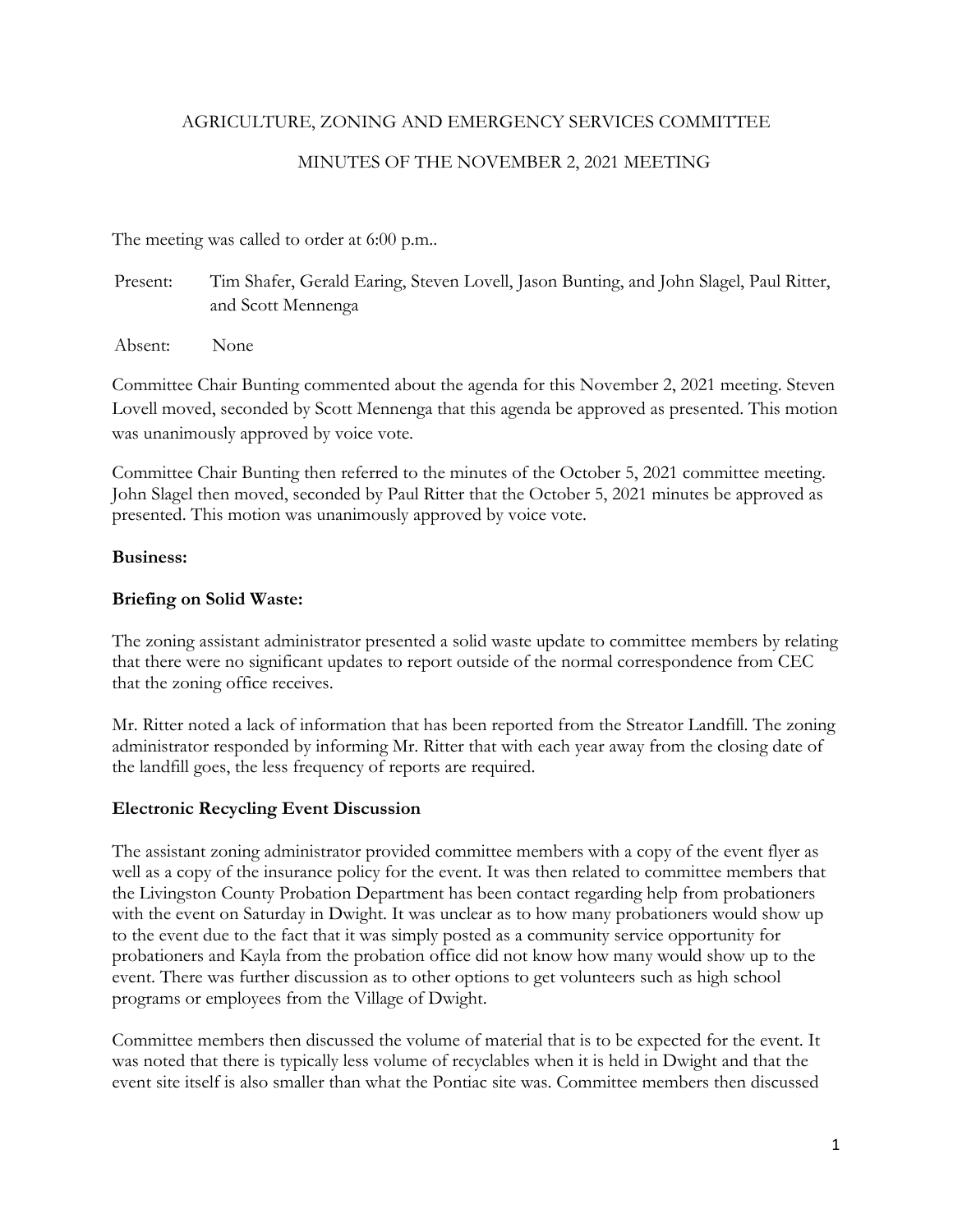AGRICULTURE, ZONING AND EMERGENCY SERVICES COMMITTEE

MINUTES OF THE NOVEMBER 2, 2021 MEETING

The meeting was called to order at 6:00 p.m..

Present: Tim Shafer, Gerald Earing, Steven Lovell, Jason Bunting, and John Slagel, Paul Ritter, and Scott Mennenga

Absent: None

Committee Chair Bunting commented about the agenda for this November 2, 2021 meeting. Steven Lovell moved, seconded by Scott Mennenga that this agenda be approved as presented. This motion was unanimously approved by voice vote.

Committee Chair Bunting then referred to the minutes of the October 5, 2021 committee meeting. John Slagel then moved, seconded by Paul Ritter that the October 5, 2021 minutes be approved as presented. This motion was unanimously approved by voice vote.

**Business:**

**Briefing on Solid Waste:**

The zoning assistant administrator presented a solid waste update to committee members by relating that there were no significant updates to report outside of the normal correspondence from CEC that the zoning office receives.

Mr. Ritter noted a lack of information that has been reported from the Streator Landfill. The zoning administrator responded by informing Mr. Ritter that with each year away from the closing date of the landfill goes, the less frequency of reports are required.

**Electronic Recycling Event Discussion**

The assistant zoning administrator provided committee members with a copy of the event flyer as well as a copy of the insurance policy for the event. It was then related to committee members that the Livingston County Probation Department has been contact regarding help from probationers with the event on Saturday in Dwight. It was unclear as to how many probationers would show up to the event due to the fact that it was simply posted as a community service opportunity for probationers and Kayla from the probation office did not know how many would show up to the event. There was further discussion as to other options to get volunteers such as high school programs or employees from the Village of Dwight.

Committee members then discussed the volume of material that is to be expected for the event. It was noted that there is typically less volume of recyclables when it is held in Dwight and that the event site itself is also smaller than what the Pontiac site was. Committee members then discussed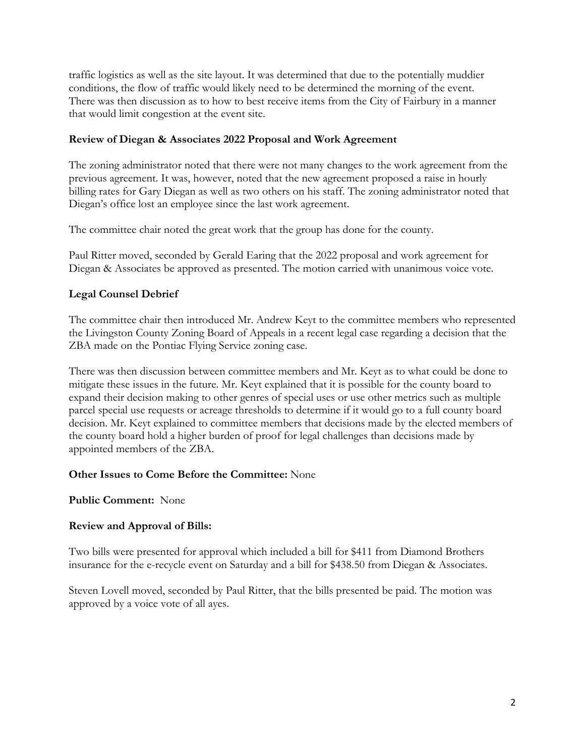traffic logistics as well as the site layout. It was determined that due to the potentially muddier conditions, the flow of traffic would likely need to be determined the morning of the event. There was then discussion as to how to best receive items from the City of Fairbury in a manner that would limit congestion at the event site.

**Review of Diegan & Associates 2022 Proposal and Work Agreement**

The zoning administrator noted that there were not many changes to the work agreement from the previous agreement. It was, however, noted that the new agreement proposed a raise in hourly billing rates for Gary Diegan as well as two others on his staff. The zoning administrator noted that Diegan's office lost an employee since the last work agreement.

The committee chair noted the great work that the group has done for the county.

Paul Ritter moved, seconded by Gerald Earing that the 2022 proposal and work agreement for Diegan & Associates be approved as presented. The motion carried with unanimous voice vote.

**Legal Counsel Debrief**

The committee chair then introduced Mr. Andrew Keyt to the committee members who represented the Livingston County Zoning Board of Appeals in a recent legal case regarding a decision that the ZBA made on the Pontiac Flying Service zoning case.

There was then discussion between committee members and Mr. Keyt as to what could be done to mitigate these issues in the future. Mr. Keyt explained that it is possible for the county board to expand their decision making to other genres of special uses or use other metrics such as multiple parcel special use requests or acreage thresholds to determine if it would go to a full county board decision. Mr. Keyt explained to committee members that decisions made by the elected members of the county board hold a higher burden of proof for legal challenges than decisions made by appointed members of the ZBA.

**Other Issues to Come Before the Committee:** None

**Public Comment:** None

**Review and Approval of Bills:**

Two bills were presented for approval which included a bill for $411 from Diamond Brothers insurance for the e-recycle event on Saturday and a bill for $438.50 from Diegan & Associates.

Steven Lovell moved, seconded by Paul Ritter, that the bills presented be paid. The motion was approved by a voice vote of all ayes.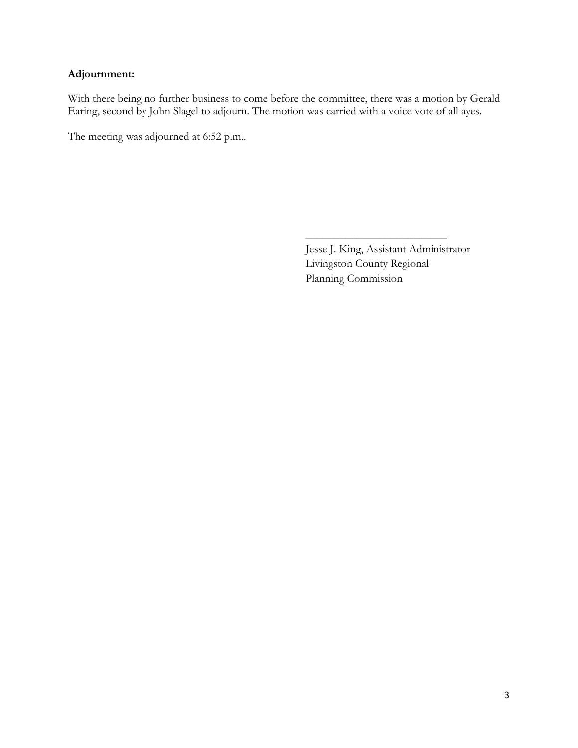**Adjournment:**

With there being no further business to come before the committee, there was a motion by Gerald Earing, second by John Slagel to adjourn. The motion was carried with a voice vote of all ayes.

The meeting was adjourned at 6:52 p.m..

\_\_\_\_\_\_\_\_\_\_\_\_\_\_\_\_\_\_\_\_\_\_\_\_\_\_

Jesse J. King, Assistant Administrator
Livingston County Regional
Planning Commission